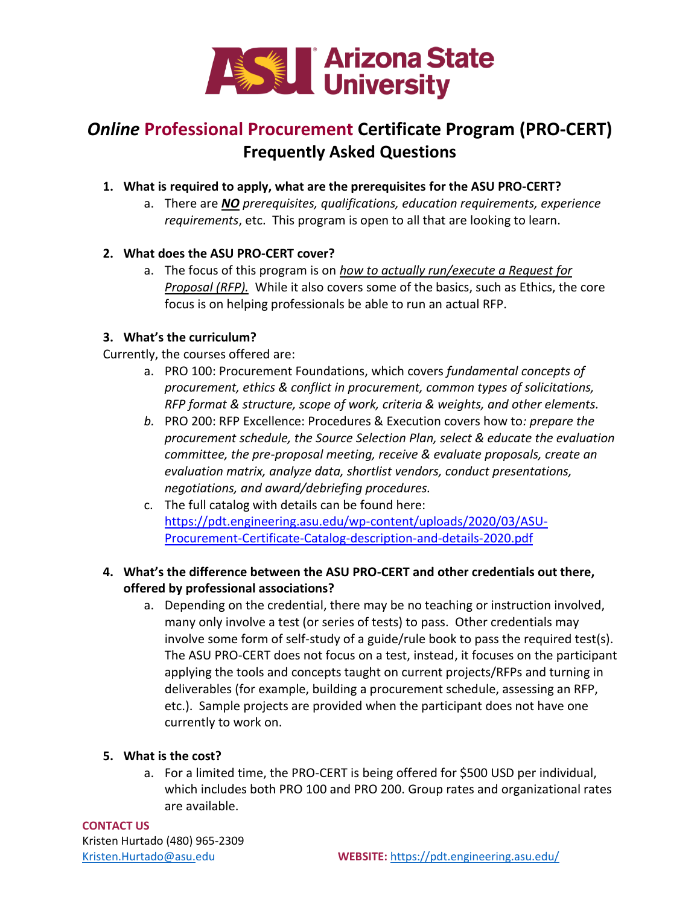# *Online* Professional Procurement Certificate Program (PRO-CERT)
## Frequently Asked Questions

1. **What is required to apply, what are the prerequisites for the ASU PRO-CERT?**
   a. There are ***NO*** *prerequisites, qualifications, education requirements, experience requirements*, etc. This program is open to all that are looking to learn.

2. **What does the ASU PRO-CERT cover?**
   a. The focus of this program is on *how to actually run/execute a Request for Proposal (RFP).* While it also covers some of the basics, such as Ethics, the core focus is on helping professionals be able to run an actual RFP.

3. **What's the curriculum?**

Currently, the courses offered are:

   a. PRO 100: Procurement Foundations, which covers *fundamental concepts of procurement, ethics & conflict in procurement, common types of solicitations, RFP format & structure, scope of work, criteria & weights, and other elements.*
   b. PRO 200: RFP Excellence: Procedures & Execution covers how to*: prepare the procurement schedule, the Source Selection Plan, select & educate the evaluation committee, the pre-proposal meeting, receive & evaluate proposals, create an evaluation matrix, analyze data, shortlist vendors, conduct presentations, negotiations, and award/debriefing procedures.*
   c. The full catalog with details can be found here: https://pdt.engineering.asu.edu/wp-content/uploads/2020/03/ASU-Procurement-Certificate-Catalog-description-and-details-2020.pdf

4. **What's the difference between the ASU PRO-CERT and other credentials out there, offered by professional associations?**
   a. Depending on the credential, there may be no teaching or instruction involved, many only involve a test (or series of tests) to pass. Other credentials may involve some form of self-study of a guide/rule book to pass the required test(s). The ASU PRO-CERT does not focus on a test, instead, it focuses on the participant applying the tools and concepts taught on current projects/RFPs and turning in deliverables (for example, building a procurement schedule, assessing an RFP, etc.). Sample projects are provided when the participant does not have one currently to work on.

5. **What is the cost?**
   a. For a limited time, the PRO-CERT is being offered for $500 USD per individual, which includes both PRO 100 and PRO 200. Group rates and organizational rates are available.

**CONTACT US**
Kristen Hurtado (480) 965-2309
Kristen.Hurtado@asu.edu

**WEBSITE:** https://pdt.engineering.asu.edu/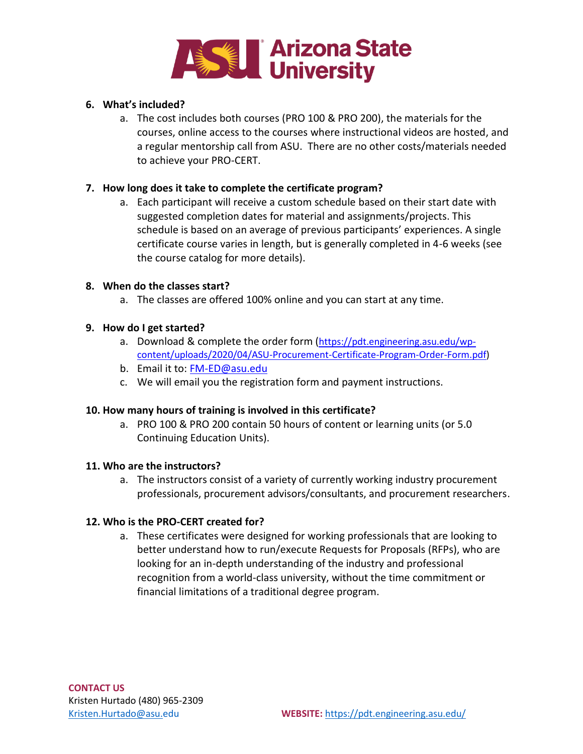6. **What's included?**
    a. The cost includes both courses (PRO 100 & PRO 200), the materials for the courses, online access to the courses where instructional videos are hosted, and a regular mentorship call from ASU. There are no other costs/materials needed to achieve your PRO-CERT.

7. **How long does it take to complete the certificate program?**
    a. Each participant will receive a custom schedule based on their start date with suggested completion dates for material and assignments/projects. This schedule is based on an average of previous participants' experiences. A single certificate course varies in length, but is generally completed in 4-6 weeks (see the course catalog for more details).

8. **When do the classes start?**
    a. The classes are offered 100% online and you can start at any time.

9. **How do I get started?**
    a. Download & complete the order form (https://pdt.engineering.asu.edu/wp-content/uploads/2020/04/ASU-Procurement-Certificate-Program-Order-Form.pdf)
    b. Email it to: FM-ED@asu.edu
    c. We will email you the registration form and payment instructions.

10. **How many hours of training is involved in this certificate?**
    a. PRO 100 & PRO 200 contain 50 hours of content or learning units (or 5.0 Continuing Education Units).

11. **Who are the instructors?**
    a. The instructors consist of a variety of currently working industry procurement professionals, procurement advisors/consultants, and procurement researchers.

12. **Who is the PRO-CERT created for?**
    a. These certificates were designed for working professionals that are looking to better understand how to run/execute Requests for Proposals (RFPs), who are looking for an in-depth understanding of the industry and professional recognition from a world-class university, without the time commitment or financial limitations of a traditional degree program.

**CONTACT US**
Kristen Hurtado (480) 965-2309
Kristen.Hurtado@asu.edu

**WEBSITE:** https://pdt.engineering.asu.edu/